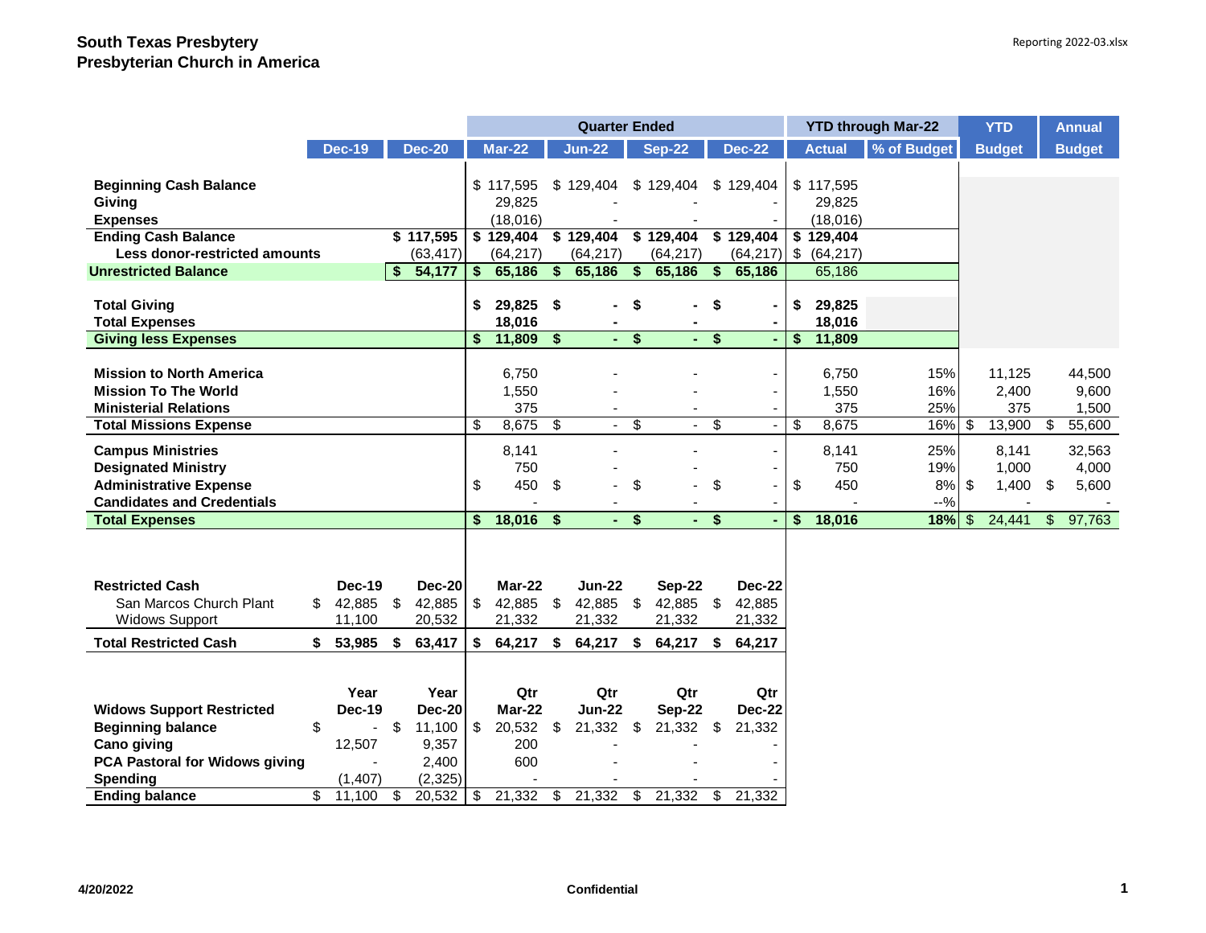**South Texas Presbytery**
**Presbyterian Church in America**

| | Dec-19 | Dec-20 | Quarter Ended Mar-22 | Quarter Ended Jun-22 | Quarter Ended Sep-22 | Quarter Ended Dec-22 | YTD through Mar-22 Actual | YTD through Mar-22 % of Budget | YTD Budget | Annual Budget |
|---|---|---|---|---|---|---|---|---|---|---|
| **Beginning Cash Balance** | | | $ 117,595 | $ 129,404 | $ 129,404 | $ 129,404 | $ 117,595 | | | |
| **Giving** | | | 29,825 | - | - | - | 29,825 | | | |
| **Expenses** | | | (18,016) | - | - | - | (18,016) | | | |
| **Ending Cash Balance** | | **$ 117,595** | **$ 129,404** | **$ 129,404** | **$ 129,404** | **$ 129,404** | **$ 129,404** | | | |
| **Less donor-restricted amounts** | | (63,417) | (64,217) | (64,217) | (64,217) | (64,217) | $ (64,217) | | | |
| **Unrestricted Balance** | | **$ 54,177** | **$ 65,186** | **$ 65,186** | **$ 65,186** | **$ 65,186** | 65,186 | | | |
| | | | | | | | | | | |
| **Total Giving** | | | **$ 29,825** | **$ -** | **$ -** | **$ -** | **$ 29,825** | | | |
| **Total Expenses** | | | **18,016** | **-** | **-** | **-** | **18,016** | | | |
| **Giving less Expenses** | | | **$ 11,809** | **$ -** | **$ -** | **$ -** | **$ 11,809** | | | |
| | | | | | | | | | | |
| **Mission to North America** | | | 6,750 | - | - | - | 6,750 | 15% | 11,125 | 44,500 |
| **Mission To The World** | | | 1,550 | - | - | - | 1,550 | 16% | 2,400 | 9,600 |
| **Ministerial Relations** | | | 375 | - | - | - | 375 | 25% | 375 | 1,500 |
| **Total Missions Expense** | | | $ 8,675 | $ - | $ - | $ - | $ 8,675 | 16% | $ 13,900 | $ 55,600 |
| **Campus Ministries** | | | 8,141 | - | - | - | 8,141 | 25% | 8,141 | 32,563 |
| **Designated Ministry** | | | 750 | - | - | - | 750 | 19% | 1,000 | 4,000 |
| **Administrative Expense** | | | $ 450 | $ - | $ - | $ - | $ 450 | 8% | $ 1,400 | $ 5,600 |
| **Candidates and Credentials** | | | - | - | - | - | - | --% | - | - |
| **Total Expenses** | | | **$ 18,016** | **$ -** | **$ -** | **$ -** | **$ 18,016** | **18%** | $ 24,441 | $ 97,763 |

| **Restricted Cash** | **Dec-19** | **Dec-20** | **Mar-22** | **Jun-22** | **Sep-22** | **Dec-22** |
|---|---|---|---|---|---|---|
| San Marcos Church Plant | $ 42,885 | $ 42,885 | $ 42,885 | $ 42,885 | $ 42,885 | $ 42,885 |
| Widows Support | 11,100 | 20,532 | 21,332 | 21,332 | 21,332 | 21,332 |
| **Total Restricted Cash** | **$ 53,985** | **$ 63,417** | **$ 64,217** | **$ 64,217** | **$ 64,217** | **$ 64,217** |

| **Widows Support Restricted** | **Year Dec-19** | **Year Dec-20** | **Qtr Mar-22** | **Qtr Jun-22** | **Qtr Sep-22** | **Qtr Dec-22** |
|---|---|---|---|---|---|---|
| **Beginning balance** | $ - | $ 11,100 | $ 20,532 | $ 21,332 | $ 21,332 | $ 21,332 |
| **Cano giving** | 12,507 | 9,357 | 200 | - | - | - |
| **PCA Pastoral for Widows giving** | - | 2,400 | 600 | - | - | - |
| **Spending** | (1,407) | (2,325) | - | - | - | - |
| **Ending balance** | $ 11,100 | $ 20,532 | $ 21,332 | $ 21,332 | $ 21,332 | $ 21,332 |

4/20/2022 Confidential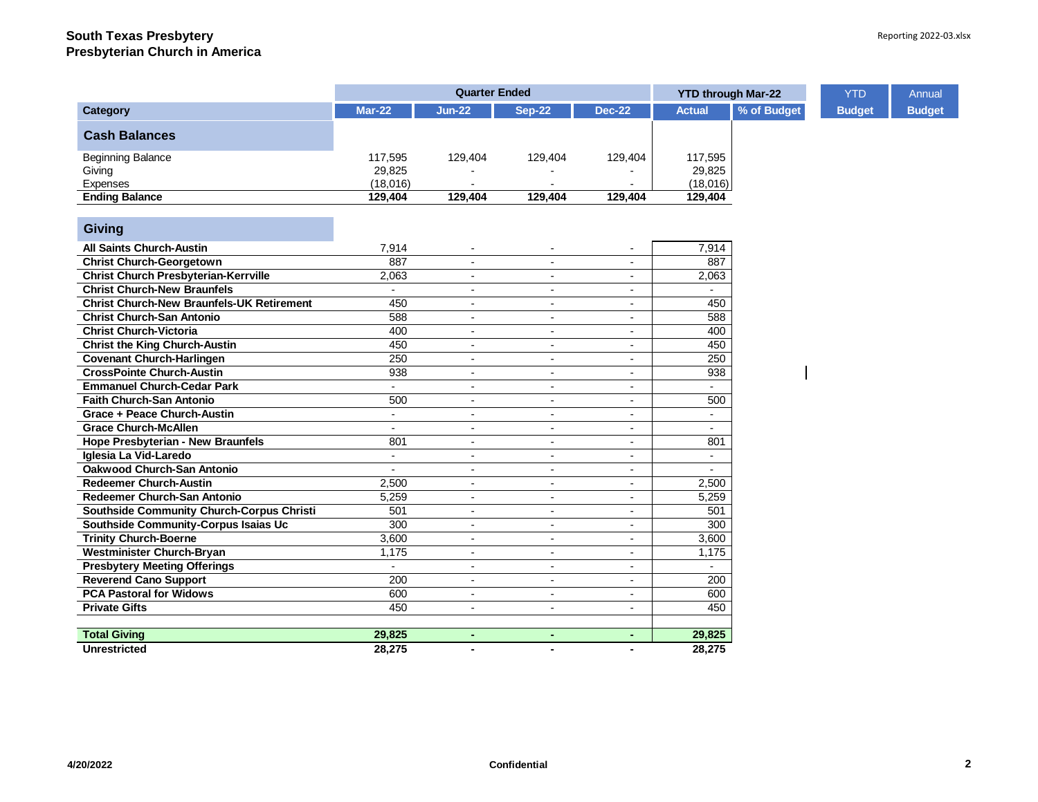**South Texas Presbytery**
**Presbyterian Church in America**

| Category | Quarter Ended Mar-22 | Jun-22 | Sep-22 | Dec-22 | YTD through Mar-22 Actual | % of Budget | YTD Budget | Annual Budget |
|---|---|---|---|---|---|---|---|---|
| **Cash Balances** | | | | | | | | |
| Beginning Balance | 117,595 | 129,404 | 129,404 | 129,404 | 117,595 | | | |
| Giving | 29,825 | - | - | - | 29,825 | | | |
| Expenses | (18,016) | - | - | - | (18,016) | | | |
| **Ending Balance** | **129,404** | **129,404** | **129,404** | **129,404** | **129,404** | | | |
| **Giving** | | | | | | | | |
| **All Saints Church-Austin** | 7,914 | - | - | - | 7,914 | | | |
| **Christ Church-Georgetown** | 887 | - | - | - | 887 | | | |
| **Christ Church Presbyterian-Kerrville** | 2,063 | - | - | - | 2,063 | | | |
| **Christ Church-New Braunfels** | - | - | - | - | - | | | |
| **Christ Church-New Braunfels-UK Retirement** | 450 | - | - | - | 450 | | | |
| **Christ Church-San Antonio** | 588 | - | - | - | 588 | | | |
| **Christ Church-Victoria** | 400 | - | - | - | 400 | | | |
| **Christ the King Church-Austin** | 450 | - | - | - | 450 | | | |
| **Covenant Church-Harlingen** | 250 | - | - | - | 250 | | | |
| **CrossPointe Church-Austin** | 938 | - | - | - | 938 | | | |
| **Emmanuel Church-Cedar Park** | - | - | - | - | - | | | |
| **Faith Church-San Antonio** | 500 | - | - | - | 500 | | | |
| **Grace + Peace Church-Austin** | - | - | - | - | - | | | |
| **Grace Church-McAllen** | - | - | - | - | - | | | |
| **Hope Presbyterian - New Braunfels** | 801 | - | - | - | 801 | | | |
| **Iglesia La Vid-Laredo** | - | - | - | - | - | | | |
| **Oakwood Church-San Antonio** | - | - | - | - | - | | | |
| **Redeemer Church-Austin** | 2,500 | - | - | - | 2,500 | | | |
| **Redeemer Church-San Antonio** | 5,259 | - | - | - | 5,259 | | | |
| **Southside Community Church-Corpus Christi** | 501 | - | - | - | 501 | | | |
| **Southside Community-Corpus Isaias Uc** | 300 | - | - | - | 300 | | | |
| **Trinity Church-Boerne** | 3,600 | - | - | - | 3,600 | | | |
| **Westminister Church-Bryan** | 1,175 | - | - | - | 1,175 | | | |
| **Presbytery Meeting Offerings** | - | - | - | - | - | | | |
| **Reverend Cano Support** | 200 | - | - | - | 200 | | | |
| **PCA Pastoral for Widows** | 600 | - | - | - | 600 | | | |
| **Private Gifts** | 450 | - | - | - | 450 | | | |
| **Total Giving** | **29,825** | **-** | **-** | **-** | **29,825** | | | |
| **Unrestricted** | **28,275** | **-** | **-** | **-** | **28,275** | | | |

4/20/2022 **Confidential**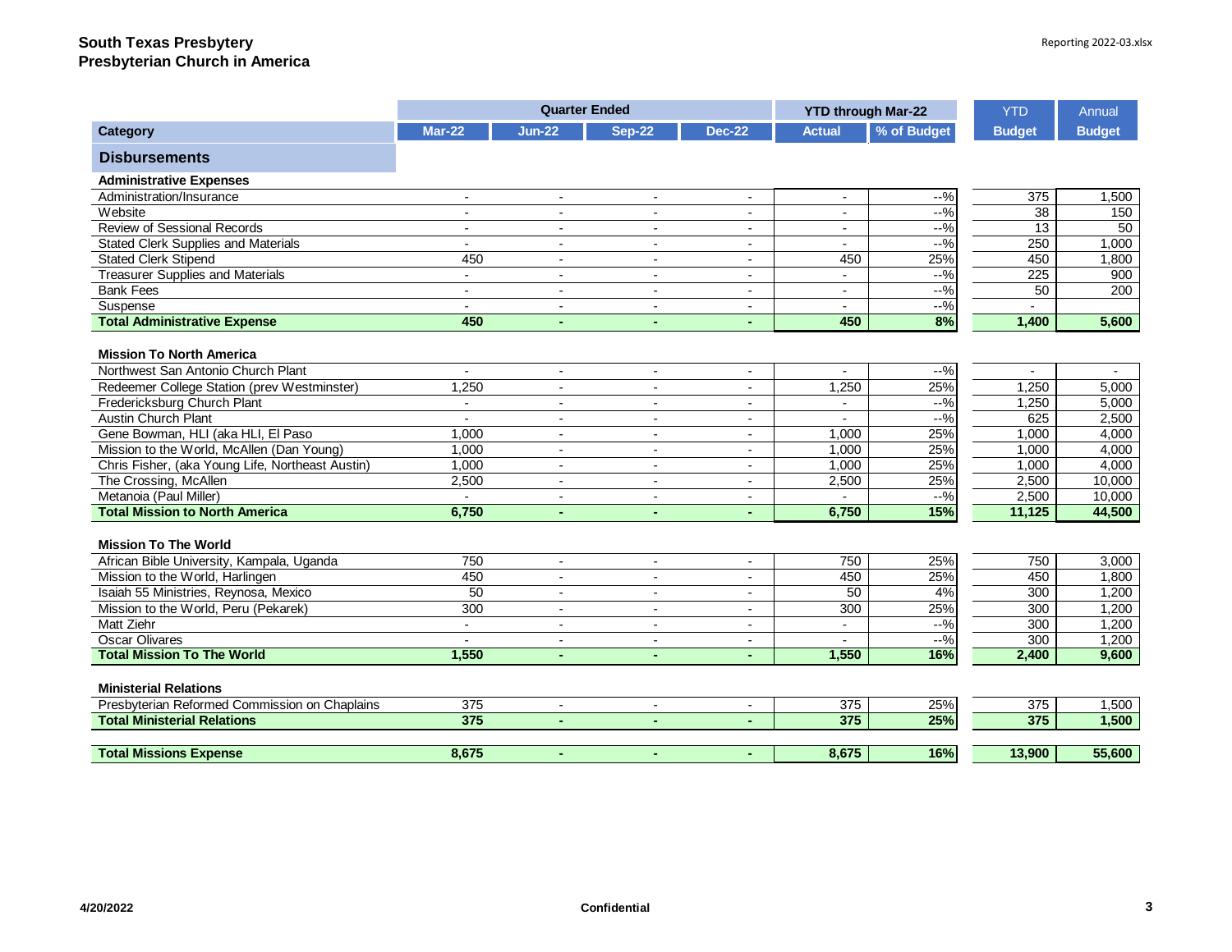**South Texas Presbytery**
**Presbyterian Church in America**

| Category | Quarter Ended | | | | YTD through Mar-22 | | YTD | Annual |
|---|---|---|---|---|---|---|---|---|
| | Mar-22 | Jun-22 | Sep-22 | Dec-22 | Actual | % of Budget | Budget | Budget |
| **Disbursements** | | | | | | | | |
| **Administrative Expenses** | | | | | | | | |
| Administration/Insurance | - | - | - | - | - | --% | 375 | 1,500 |
| Website | - | - | - | - | - | --% | 38 | 150 |
| Review of Sessional Records | - | - | - | - | - | --% | 13 | 50 |
| Stated Clerk Supplies and Materials | - | - | - | - | - | --% | 250 | 1,000 |
| Stated Clerk Stipend | 450 | - | - | - | 450 | 25% | 450 | 1,800 |
| Treasurer Supplies and Materials | - | - | - | - | - | --% | 225 | 900 |
| Bank Fees | - | - | - | - | - | --% | 50 | 200 |
| Suspense | - | - | - | - | - | --% | - | |
| **Total Administrative Expense** | **450** | **-** | **-** | **-** | **450** | **8%** | **1,400** | **5,600** |
| **Mission To North America** | | | | | | | | |
| Northwest San Antonio Church Plant | - | - | - | - | - | --% | - | - |
| Redeemer College Station (prev Westminster) | 1,250 | - | - | - | 1,250 | 25% | 1,250 | 5,000 |
| Fredericksburg Church Plant | - | - | - | - | - | --% | 1,250 | 5,000 |
| Austin Church Plant | - | - | - | - | - | --% | 625 | 2,500 |
| Gene Bowman, HLI (aka HLI, El Paso | 1,000 | - | - | - | 1,000 | 25% | 1,000 | 4,000 |
| Mission to the World, McAllen (Dan Young) | 1,000 | - | - | - | 1,000 | 25% | 1,000 | 4,000 |
| Chris Fisher, (aka Young Life, Northeast Austin) | 1,000 | - | - | - | 1,000 | 25% | 1,000 | 4,000 |
| The Crossing, McAllen | 2,500 | - | - | - | 2,500 | 25% | 2,500 | 10,000 |
| Metanoia (Paul Miller) | - | - | - | - | - | --% | 2,500 | 10,000 |
| **Total Mission to North America** | **6,750** | **-** | **-** | **-** | **6,750** | **15%** | **11,125** | **44,500** |
| **Mission To The World** | | | | | | | | |
| African Bible University, Kampala, Uganda | 750 | - | - | - | 750 | 25% | 750 | 3,000 |
| Mission to the World, Harlingen | 450 | - | - | - | 450 | 25% | 450 | 1,800 |
| Isaiah 55 Ministries, Reynosa, Mexico | 50 | - | - | - | 50 | 4% | 300 | 1,200 |
| Mission to the World, Peru (Pekarek) | 300 | - | - | - | 300 | 25% | 300 | 1,200 |
| Matt Ziehr | - | - | - | - | - | --% | 300 | 1,200 |
| Oscar Olivares | - | - | - | - | - | --% | 300 | 1,200 |
| **Total Mission To The World** | **1,550** | **-** | **-** | **-** | **1,550** | **16%** | **2,400** | **9,600** |
| **Ministerial Relations** | | | | | | | | |
| Presbyterian Reformed Commission on Chaplains | 375 | - | - | - | 375 | 25% | 375 | 1,500 |
| **Total Ministerial Relations** | **375** | **-** | **-** | **-** | **375** | **25%** | **375** | **1,500** |
| **Total Missions Expense** | **8,675** | **-** | **-** | **-** | **8,675** | **16%** | **13,900** | **55,600** |

4/20/2022 Confidential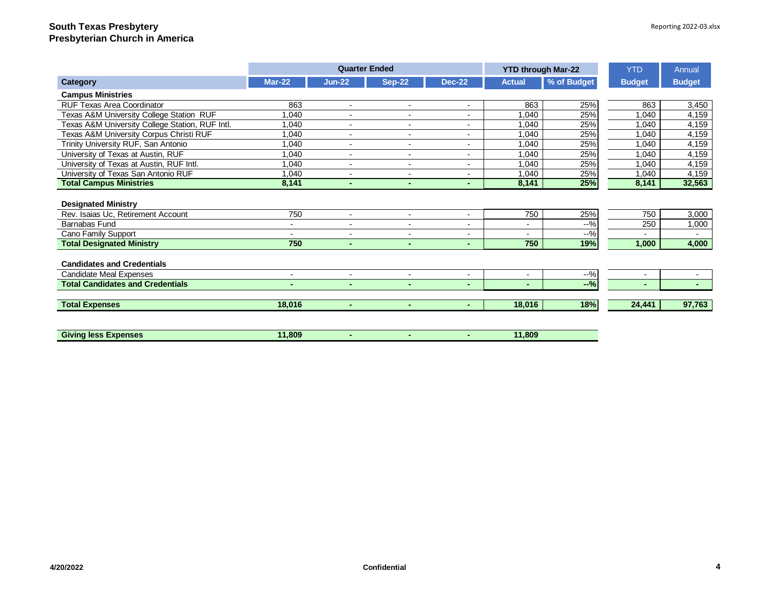**South Texas Presbytery**
**Presbyterian Church in America**

| | Quarter Ended | | | | YTD through Mar-22 | | YTD | Annual |
|---|---|---|---|---|---|---|---|---|
| **Category** | **Mar-22** | **Jun-22** | **Sep-22** | **Dec-22** | **Actual** | **% of Budget** | **Budget** | **Budget** |
| **Campus Ministries** | | | | | | | | |
| RUF Texas Area Coordinator | 863 | - | - | - | 863 | 25% | 863 | 3,450 |
| Texas A&M University College Station RUF | 1,040 | - | - | - | 1,040 | 25% | 1,040 | 4,159 |
| Texas A&M University College Station, RUF Intl. | 1,040 | - | - | - | 1,040 | 25% | 1,040 | 4,159 |
| Texas A&M University Corpus Christi RUF | 1,040 | - | - | - | 1,040 | 25% | 1,040 | 4,159 |
| Trinity University RUF, San Antonio | 1,040 | - | - | - | 1,040 | 25% | 1,040 | 4,159 |
| University of Texas at Austin, RUF | 1,040 | - | - | - | 1,040 | 25% | 1,040 | 4,159 |
| University of Texas at Austin, RUF Intl. | 1,040 | - | - | - | 1,040 | 25% | 1,040 | 4,159 |
| University of Texas San Antonio RUF | 1,040 | - | - | - | 1,040 | 25% | 1,040 | 4,159 |
| **Total Campus Ministries** | **8,141** | **-** | **-** | **-** | **8,141** | **25%** | **8,141** | **32,563** |
| | | | | | | | | |
| **Designated Ministry** | | | | | | | | |
| Rev. Isaias Uc, Retirement Account | 750 | - | - | - | 750 | 25% | 750 | 3,000 |
| Barnabas Fund | - | - | - | - | - | --% | 250 | 1,000 |
| Cano Family Support | - | - | - | - | - | --% | - | - |
| **Total Designated Ministry** | **750** | **-** | **-** | **-** | **750** | **19%** | **1,000** | **4,000** |
| | | | | | | | | |
| **Candidates and Credentials** | | | | | | | | |
| Candidate Meal Expenses | - | - | - | - | - | --% | - | - |
| **Total Candidates and Credentials** | **-** | **-** | **-** | **-** | **-** | **--%** | **-** | **-** |
| | | | | | | | | |
| **Total Expenses** | **18,016** | **-** | **-** | **-** | **18,016** | **18%** | **24,441** | **97,763** |
| | | | | | | | | |
| **Giving less Expenses** | **11,809** | **-** | **-** | **-** | **11,809** | | | |

4/20/2022 Confidential